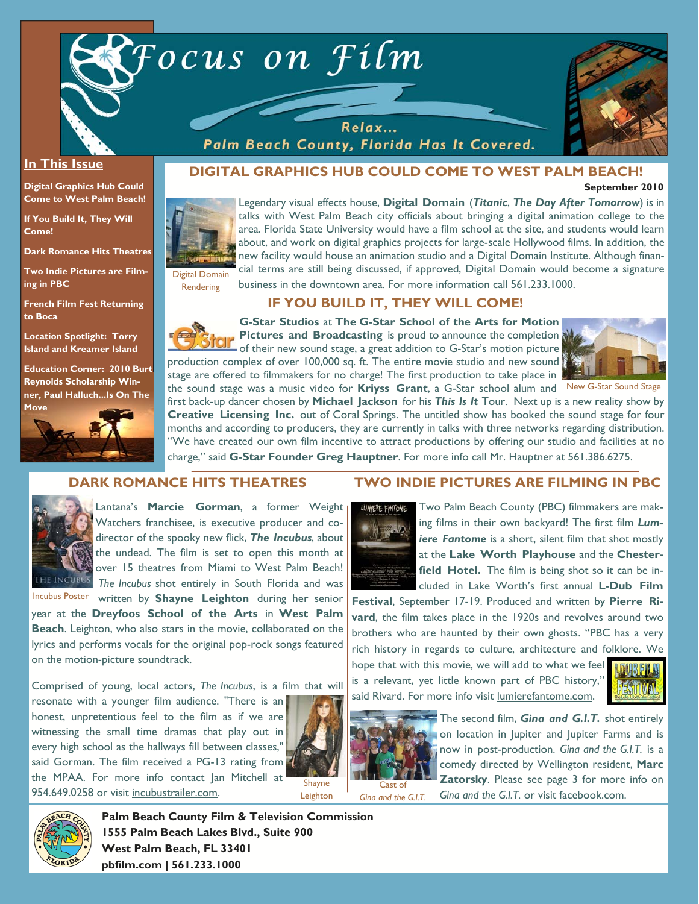# Focus on Film

Relax... Palm Beach County, Florida Has It Covered.

## In This Issue

- Digital Graphics Hub Could Come to West Palm Beach!
- If You Build It, They Will Come!
- Dark Romance Hits Theatres
- Two Indie Pictures are Filming in PBC
- French Film Fest Returning to Boca
- Location Spotlight: Torry Island and Kreamer Island
- Education Corner: 2010 Burt Reynolds Scholarship Winner, Paul Halluch...Is On The Move

## DIGITAL GRAPHICS HUB COULD COME TO WEST PALM BEACH!

**September 2010**

Digital Domain Rendering

Legendary visual effects house, **Digital Domain** (***Titanic***, ***The Day After Tomorrow***) is in talks with West Palm Beach city officials about bringing a digital animation college to the area. Florida State University would have a film school at the site, and students would learn about, and work on digital graphics projects for large-scale Hollywood films. In addition, the new facility would house an animation studio and a Digital Domain Institute. Although financial terms are still being discussed, if approved, Digital Domain would become a signature business in the downtown area. For more information call 561.233.1000.

## IF YOU BUILD IT, THEY WILL COME!

**G-Star Studios** at **The G-Star School of the Arts for Motion Pictures and Broadcasting** is proud to announce the completion of their new sound stage, a great addition to G-Star's motion picture production complex of over 100,000 sq. ft. The entire movie studio and new sound stage are offered to filmmakers for no charge! The first production to take place in the sound stage was a music video for **Kriyss Grant**, a G-Star school alum and first back-up dancer chosen by **Michael Jackson** for his ***This Is It*** Tour. Next up is a new reality show by **Creative Licensing Inc.** out of Coral Springs. The untitled show has booked the sound stage for four months and according to producers, they are currently in talks with three networks regarding distribution. "We have created our own film incentive to attract productions by offering our studio and facilities at no charge," said **G-Star Founder Greg Hauptner**. For more info call Mr. Hauptner at 561.386.6275.

New G-Star Sound Stage

## DARK ROMANCE HITS THEATRES

Incubus Poster

Lantana's **Marcie Gorman**, a former Weight Watchers franchisee, is executive producer and co-director of the spooky new flick, ***The Incubus***, about the undead. The film is set to open this month at over 15 theatres from Miami to West Palm Beach! *The Incubus* shot entirely in South Florida and was written by **Shayne Leighton** during her senior year at the **Dreyfoos School of the Arts** in **West Palm Beach**. Leighton, who also stars in the movie, collaborated on the lyrics and performs vocals for the original pop-rock songs featured on the motion-picture soundtrack.

Comprised of young, local actors, *The Incubus*, is a film that will resonate with a younger film audience. "There is an honest, unpretentious feel to the film as if we are witnessing the small time dramas that play out in every high school as the hallways fill between classes," said Gorman. The film received a PG-13 rating from the MPAA. For more info contact Jan Mitchell at 954.649.0258 or visit incubustrailer.com.

Shayne Leighton

## TWO INDIE PICTURES ARE FILMING IN PBC

Two Palm Beach County (PBC) filmmakers are making films in their own backyard! The first film ***Lumiere Fantome*** is a short, silent film that shot mostly at the **Lake Worth Playhouse** and the **Chesterfield Hotel.** The film is being shot so it can be included in Lake Worth's first annual **L-Dub Film Festival**, September 17-19. Produced and written by **Pierre Rivard**, the film takes place in the 1920s and revolves around two brothers who are haunted by their own ghosts. "PBC has a very rich history in regards to culture, architecture and folklore. We hope that with this movie, we will add to what we feel is a relevant, yet little known part of PBC history," said Rivard. For more info visit lumierefantome.com.

The second film, ***Gina and G.I.T.*** shot entirely on location in Jupiter and Jupiter Farms and is now in post-production. *Gina and the G.I.T.* is a comedy directed by Wellington resident, **Marc Zatorsky**. Please see page 3 for more info on *Gina and the G.I.T.* or visit facebook.com.

Cast of *Gina and the G.I.T.*

**Palm Beach County Film & Television Commission**
**1555 Palm Beach Lakes Blvd., Suite 900**
**West Palm Beach, FL 33401**
**pbfilm.com | 561.233.1000**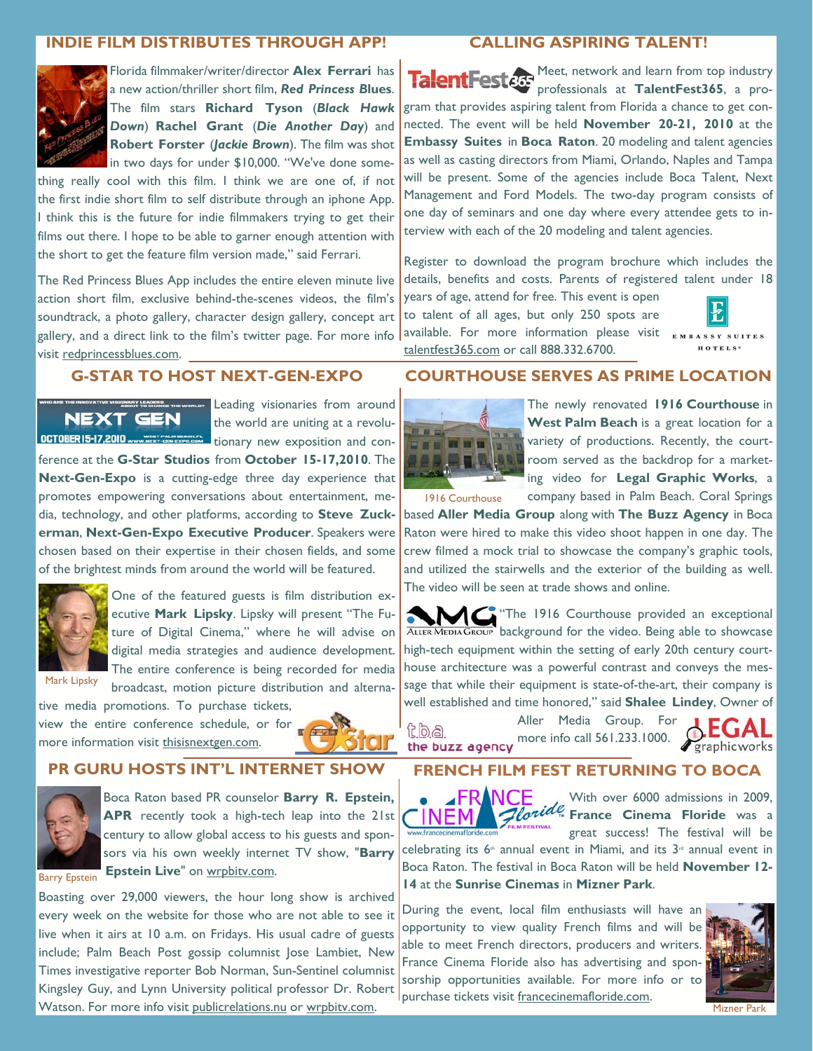## INDIE FILM DISTRIBUTES THROUGH APP!

Florida filmmaker/writer/director **Alex Ferrari** has a new action/thriller short film, ***Red Princess Blues***. The film stars **Richard Tyson** (***Black Hawk Down***) **Rachel Grant** (***Die Another Day***) and **Robert Forster** (***Jackie Brown***). The film was shot in two days for under $10,000. "We've done something really cool with this film. I think we are one of, if not the first indie short film to self distribute through an iphone App. I think this is the future for indie filmmakers trying to get their films out there. I hope to be able to garner enough attention with the short to get the feature film version made," said Ferrari.

The Red Princess Blues App includes the entire eleven minute live action short film, exclusive behind-the-scenes videos, the film's soundtrack, a photo gallery, character design gallery, concept art gallery, and a direct link to the film's twitter page. For more info visit redprincessblues.com.

## CALLING ASPIRING TALENT!

Meet, network and learn from top industry professionals at **TalentFest365**, a program that provides aspiring talent from Florida a chance to get connected. The event will be held **November 20-21, 2010** at the **Embassy Suites** in **Boca Raton**. 20 modeling and talent agencies as well as casting directors from Miami, Orlando, Naples and Tampa will be present. Some of the agencies include Boca Talent, Next Management and Ford Models. The two-day program consists of one day of seminars and one day where every attendee gets to interview with each of the 20 modeling and talent agencies.

Register to download the program brochure which includes the details, benefits and costs. Parents of registered talent under 18 years of age, attend for free. This event is open to talent of all ages, but only 250 spots are available. For more information please visit talentfest365.com or call 888.332.6700.

## G-STAR TO HOST NEXT-GEN-EXPO

Leading visionaries from around the world are uniting at a revolutionary new exposition and conference at the **G-Star Studios** from **October 15-17,2010**. The **Next-Gen-Expo** is a cutting-edge three day experience that promotes empowering conversations about entertainment, media, technology, and other platforms, according to **Steve Zuckerman**, **Next-Gen-Expo Executive Producer**. Speakers were chosen based on their expertise in their chosen fields, and some of the brightest minds from around the world will be featured.

One of the featured guests is film distribution executive **Mark Lipsky**. Lipsky will present "The Future of Digital Cinema," where he will advise on digital media strategies and audience development. The entire conference is being recorded for media broadcast, motion picture distribution and alternative media promotions. To purchase tickets, view the entire conference schedule, or for more information visit thisisnextgen.com.

Mark Lipsky

## COURTHOUSE SERVES AS PRIME LOCATION

The newly renovated **1916 Courthouse** in **West Palm Beach** is a great location for a variety of productions. Recently, the courtroom served as the backdrop for a marketing video for **Legal Graphic Works**, a company based in Palm Beach. Coral Springs based **Aller Media Group** along with **The Buzz Agency** in Boca Raton were hired to make this video shoot happen in one day. The crew filmed a mock trial to showcase the company's graphic tools, and utilized the stairwells and the exterior of the building as well. The video will be seen at trade shows and online.

1916 Courthouse

"The 1916 Courthouse provided an exceptional background for the video. Being able to showcase high-tech equipment within the setting of early 20th century courthouse architecture was a powerful contrast and conveys the message that while their equipment is state-of-the-art, their company is well established and time honored," said **Shalee Lindey**, Owner of Aller Media Group. For more info call 561.233.1000.

## PR GURU HOSTS INT'L INTERNET SHOW

Boca Raton based PR counselor **Barry R. Epstein, APR** recently took a high-tech leap into the 21st century to allow global access to his guests and sponsors via his own weekly internet TV show, "**Barry Epstein Live**" on wrpbitv.com.

Barry Epstein

Boasting over 29,000 viewers, the hour long show is archived every week on the website for those who are not able to see it live when it airs at 10 a.m. on Fridays. His usual cadre of guests include; Palm Beach Post gossip columnist Jose Lambiet, New Times investigative reporter Bob Norman, Sun-Sentinel columnist Kingsley Guy, and Lynn University political professor Dr. Robert Watson. For more info visit publicrelations.nu or wrpbitv.com.

## FRENCH FILM FEST RETURNING TO BOCA

With over 6000 admissions in 2009, **France Cinema Floride** was a great success! The festival will be celebrating its 6th annual event in Miami, and its 3rd annual event in Boca Raton. The festival in Boca Raton will be held **November 12-14** at the **Sunrise Cinemas** in **Mizner Park**.

During the event, local film enthusiasts will have an opportunity to view quality French films and will be able to meet French directors, producers and writers. France Cinema Floride also has advertising and sponsorship opportunities available. For more info or to purchase tickets visit francecinemafloride.com.

Mizner Park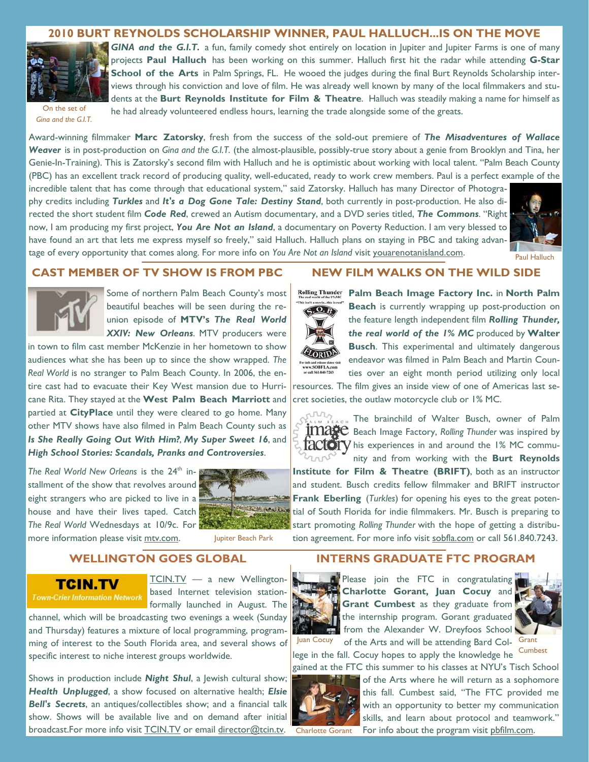## 2010 BURT REYNOLDS SCHOLARSHIP WINNER, PAUL HALLUCH...IS ON THE MOVE

***GINA and the G.I.T.*** a fun, family comedy shot entirely on location in Jupiter and Jupiter Farms is one of many projects **Paul Halluch** has been working on this summer. Halluch first hit the radar while attending **G-Star School of the Arts** in Palm Springs, FL. He wooed the judges during the final Burt Reynolds Scholarship interviews through his conviction and love of film. He was already well known by many of the local filmmakers and students at the **Burt Reynolds Institute for Film & Theatre**. Halluch was steadily making a name for himself as he had already volunteered endless hours, learning the trade alongside some of the greats.

On the set of *Gina and the G.I.T.*

Award-winning filmmaker **Marc Zatorsky**, fresh from the success of the sold-out premiere of ***The Misadventures of Wallace Weaver*** is in post-production on *Gina and the G.I.T.* (the almost-plausible, possibly-true story about a genie from Brooklyn and Tina, her Genie-In-Training). This is Zatorsky's second film with Halluch and he is optimistic about working with local talent. "Palm Beach County (PBC) has an excellent track record of producing quality, well-educated, ready to work crew members. Paul is a perfect example of the incredible talent that has come through that educational system," said Zatorsky. Halluch has many Director of Photography credits including ***Turkles*** and ***It's a Dog Gone Tale: Destiny Stand***, both currently in post-production. He also directed the short student film ***Code Red***, crewed an Autism documentary, and a DVD series titled, ***The Commons***. "Right now, I am producing my first project, ***You Are Not an Island***, a documentary on Poverty Reduction. I am very blessed to have found an art that lets me express myself so freely," said Halluch. Halluch plans on staying in PBC and taking advantage of every opportunity that comes along. For more info on *You Are Not an Island* visit youarenotanisland.com.

Paul Halluch

## CAST MEMBER OF TV SHOW IS FROM PBC

Some of northern Palm Beach County's most beautiful beaches will be seen during the reunion episode of **MTV's *The Real World XXIV: New Orleans***. MTV producers were in town to film cast member McKenzie in her hometown to show audiences what she has been up to since the show wrapped. *The Real World* is no stranger to Palm Beach County. In 2006, the entire cast had to evacuate their Key West mansion due to Hurricane Rita. They stayed at the **West Palm Beach Marriott** and partied at **CityPlace** until they were cleared to go home. Many other MTV shows have also filmed in Palm Beach County such as ***Is She Really Going Out With Him?***, ***My Super Sweet 16***, and ***High School Stories: Scandals, Pranks and Controversies***.

*The Real World New Orleans* is the 24th installment of the show that revolves around eight strangers who are picked to live in a house and have their lives taped. Catch *The Real World* Wednesdays at 10/9c. For more information please visit mtv.com.

Jupiter Beach Park

## NEW FILM WALKS ON THE WILD SIDE

**Palm Beach Image Factory Inc.** in **North Palm Beach** is currently wrapping up post-production on the feature length independent film ***Rolling Thunder, the real world of the 1% MC*** produced by **Walter Busch**. This experimental and ultimately dangerous endeavor was filmed in Palm Beach and Martin Counties over an eight month period utilizing only local resources. The film gives an inside view of one of Americas last secret societies, the outlaw motorcycle club or 1% MC.

The brainchild of Walter Busch, owner of Palm Beach Image Factory, *Rolling Thunder* was inspired by his experiences in and around the 1% MC community and from working with the **Burt Reynolds Institute for Film & Theatre (BRIFT)**, both as an instructor and student. Busch credits fellow filmmaker and BRIFT instructor **Frank Eberling** (*Turkles*) for opening his eyes to the great potential of South Florida for indie filmmakers. Mr. Busch is preparing to start promoting *Rolling Thunder* with the hope of getting a distribution agreement. For more info visit sobfla.com or call 561.840.7243.

## WELLINGTON GOES GLOBAL

TCIN.TV — a new Wellington-based Internet television station formally launched in August. The channel, which will be broadcasting two evenings a week (Sunday and Thursday) features a mixture of local programming, programming of interest to the South Florida area, and several shows of specific interest to niche interest groups worldwide.

Shows in production include ***Night Shul***, a Jewish cultural show; ***Health Unplugged***, a show focused on alternative health; ***Elsie Bell's Secrets***, an antiques/collectibles show; and a financial talk show. Shows will be available live and on demand after initial broadcast.For more info visit TCIN.TV or email director@tcin.tv.

## INTERNS GRADUATE FTC PROGRAM

Please join the FTC in congratulating **Charlotte Gorant, Juan Cocuy** and **Grant Cumbest** as they graduate from the internship program. Gorant graduated from the Alexander W. Dreyfoos School of the Arts and will be attending Bard College in the fall. Cocuy hopes to apply the knowledge he gained at the FTC this summer to his classes at NYU's Tisch School of the Arts where he will return as a sophomore this fall. Cumbest said, "The FTC provided me with an opportunity to better my communication skills, and learn about protocol and teamwork." For info about the program visit pbfilm.com.

Juan Cocuy

Grant Cumbest

Charlotte Gorant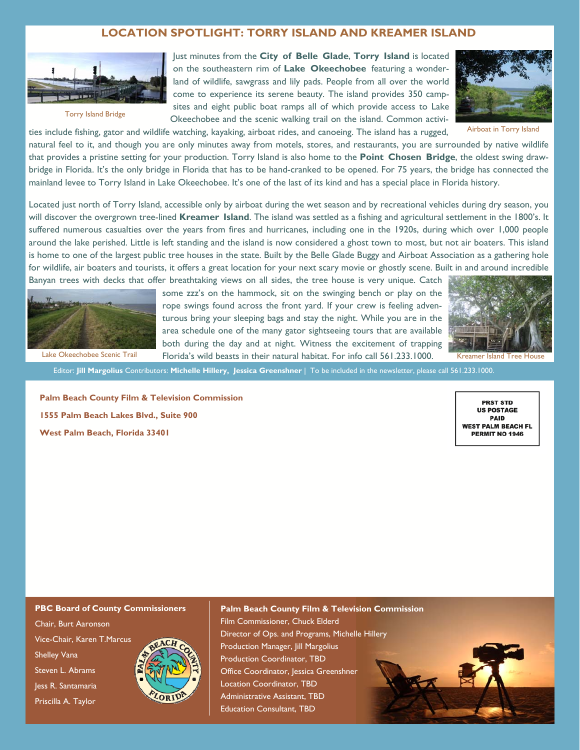## LOCATION SPOTLIGHT: TORRY ISLAND AND KREAMER ISLAND

Torry Island Bridge

Just minutes from the **City of Belle Glade**, **Torry Island** is located on the southeastern rim of **Lake Okeechobee** featuring a wonderland of wildlife, sawgrass and lily pads. People from all over the world come to experience its serene beauty. The island provides 350 campsites and eight public boat ramps all of which provide access to Lake Okeechobee and the scenic walking trail on the island. Common activities include fishing, gator and wildlife watching, kayaking, airboat rides, and canoeing. The island has a rugged, natural feel to it, and though you are only minutes away from motels, stores, and restaurants, you are surrounded by native wildlife that provides a pristine setting for your production. Torry Island is also home to the **Point Chosen Bridge**, the oldest swing drawbridge in Florida. It's the only bridge in Florida that has to be hand-cranked to be opened. For 75 years, the bridge has connected the mainland levee to Torry Island in Lake Okeechobee. It's one of the last of its kind and has a special place in Florida history.

Airboat in Torry Island

Located just north of Torry Island, accessible only by airboat during the wet season and by recreational vehicles during dry season, you will discover the overgrown tree-lined **Kreamer Island**. The island was settled as a fishing and agricultural settlement in the 1800's. It suffered numerous casualties over the years from fires and hurricanes, including one in the 1920s, during which over 1,000 people around the lake perished. Little is left standing and the island is now considered a ghost town to most, but not air boaters. This island is home to one of the largest public tree houses in the state. Built by the Belle Glade Buggy and Airboat Association as a gathering hole for wildlife, air boaters and tourists, it offers a great location for your next scary movie or ghostly scene. Built in and around incredible Banyan trees with decks that offer breathtaking views on all sides, the tree house is very unique. Catch some zzz's on the hammock, sit on the swinging bench or play on the rope swings found across the front yard. If your crew is feeling adventurous bring your sleeping bags and stay the night. While you are in the area schedule one of the many gator sightseeing tours that are available both during the day and at night. Witness the excitement of trapping Florida's wild beasts in their natural habitat. For info call 561.233.1000.

Lake Okeechobee Scenic Trail

Kreamer Island Tree House

Editor: **Jill Margolius** Contributors: **Michelle Hillery, Jessica Greenshner** | To be included in the newsletter, please call 561.233.1000.

**Palm Beach County Film & Television Commission**
**1555 Palm Beach Lakes Blvd., Suite 900**
**West Palm Beach, Florida 33401**

PRST STD
US POSTAGE
PAID
WEST PALM BEACH FL
PERMIT NO 1946

**PBC Board of County Commissioners**

Chair, Burt Aaronson
Vice-Chair, Karen T.Marcus
Shelley Vana
Steven L. Abrams
Jess R. Santamaria
Priscilla A. Taylor

**Palm Beach County Film & Television Commission**

Film Commissioner, Chuck Elderd
Director of Ops. and Programs, Michelle Hillery
Production Manager, Jill Margolius
Production Coordinator, TBD
Office Coordinator, Jessica Greenshner
Location Coordinator, TBD
Administrative Assistant, TBD
Education Consultant, TBD